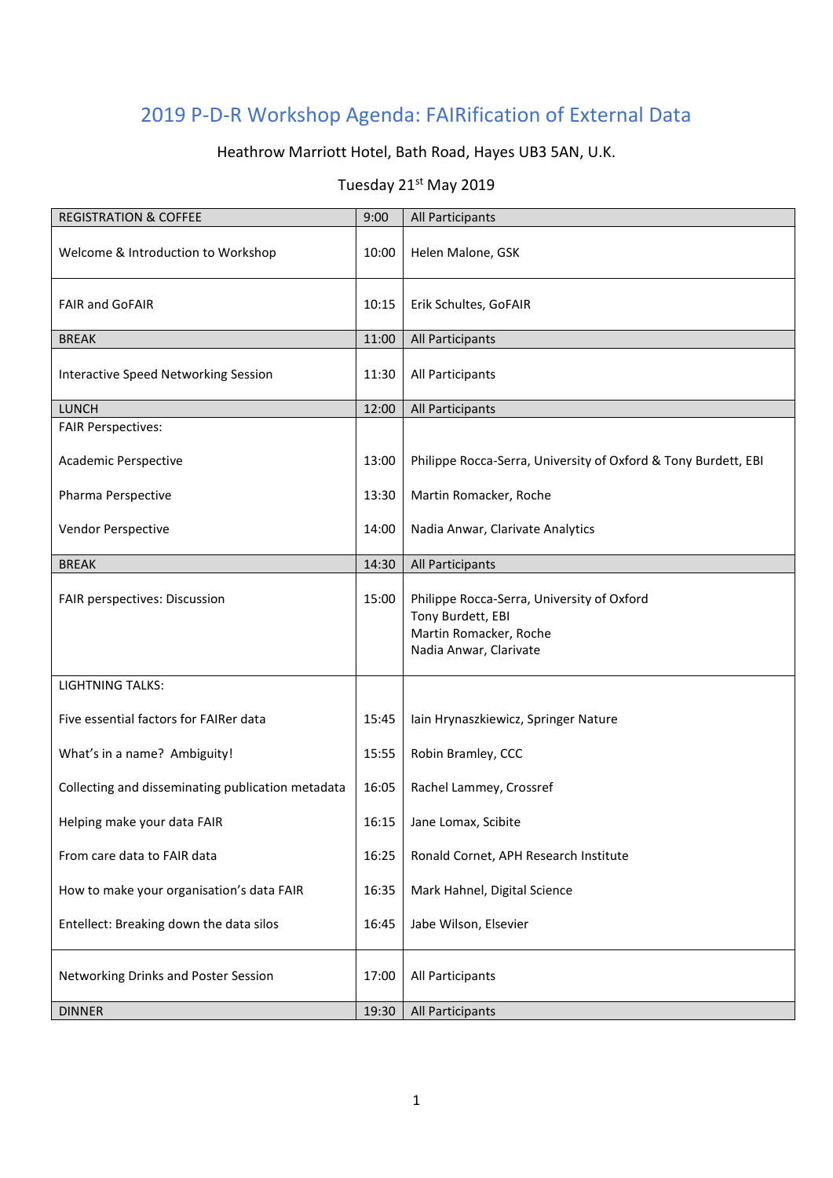# 2019 P-D-R Workshop Agenda: FAIRification of External Data

Heathrow Marriott Hotel, Bath Road, Hayes UB3 5AN, U.K.

Tuesday 21st May 2019

| REGISTRATION & COFFEE | 9:00 | All Participants |
|---|---|---|
| Welcome & Introduction to Workshop | 10:00 | Helen Malone, GSK |
| FAIR and GoFAIR | 10:15 | Erik Schultes, GoFAIR |
| BREAK | 11:00 | All Participants |
| Interactive Speed Networking Session | 11:30 | All Participants |
| LUNCH | 12:00 | All Participants |
| FAIR Perspectives: | | |
| Academic Perspective | 13:00 | Philippe Rocca-Serra, University of Oxford & Tony Burdett, EBI |
| Pharma Perspective | 13:30 | Martin Romacker, Roche |
| Vendor Perspective | 14:00 | Nadia Anwar, Clarivate Analytics |
| BREAK | 14:30 | All Participants |
| FAIR perspectives: Discussion | 15:00 | Philippe Rocca-Serra, University of Oxford<br>Tony Burdett, EBI<br>Martin Romacker, Roche<br>Nadia Anwar, Clarivate |
| LIGHTNING TALKS: | | |
| Five essential factors for FAIRer data | 15:45 | Iain Hrynaszkiewicz, Springer Nature |
| What's in a name? Ambiguity! | 15:55 | Robin Bramley, CCC |
| Collecting and disseminating publication metadata | 16:05 | Rachel Lammey, Crossref |
| Helping make your data FAIR | 16:15 | Jane Lomax, Scibite |
| From care data to FAIR data | 16:25 | Ronald Cornet, APH Research Institute |
| How to make your organisation's data FAIR | 16:35 | Mark Hahnel, Digital Science |
| Entellect: Breaking down the data silos | 16:45 | Jabe Wilson, Elsevier |
| Networking Drinks and Poster Session | 17:00 | All Participants |
| DINNER | 19:30 | All Participants |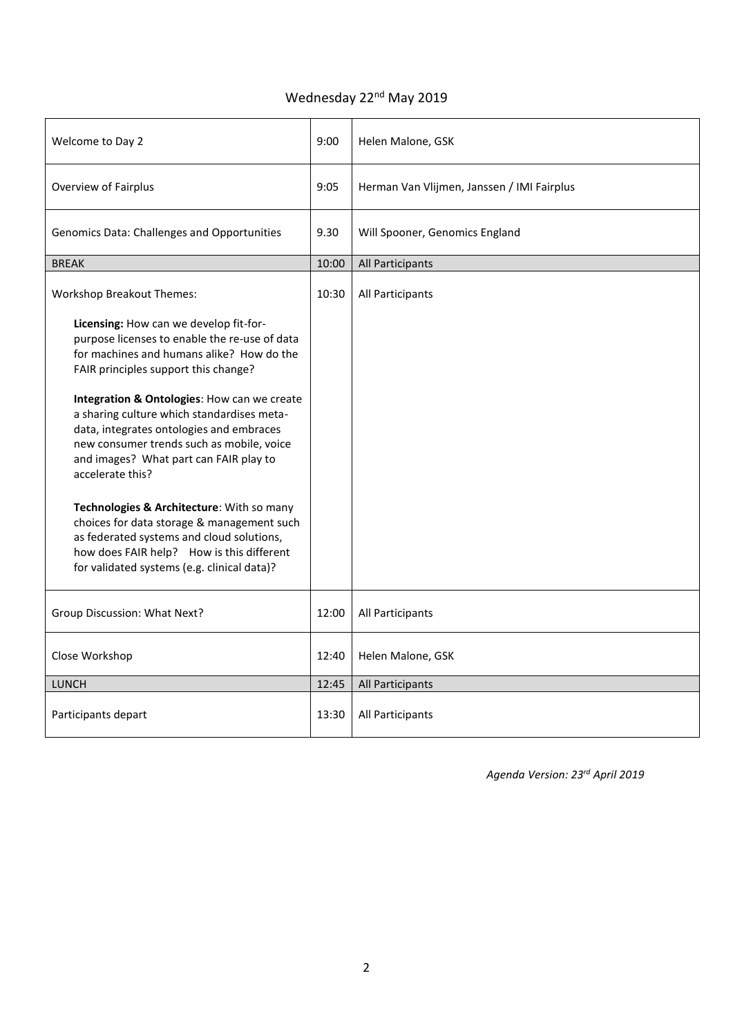Wednesday 22nd May 2019

| | | |
|---|---|---|
| Welcome to Day 2 | 9:00 | Helen Malone, GSK |
| Overview of Fairplus | 9:05 | Herman Van Vlijmen, Janssen / IMI Fairplus |
| Genomics Data: Challenges and Opportunities | 9.30 | Will Spooner, Genomics England |
| BREAK | 10:00 | All Participants |
| Workshop Breakout Themes:<br><br>**Licensing:** How can we develop fit-for-purpose licenses to enable the re-use of data for machines and humans alike? How do the FAIR principles support this change?<br><br>**Integration & Ontologies**: How can we create a sharing culture which standardises meta-data, integrates ontologies and embraces new consumer trends such as mobile, voice and images? What part can FAIR play to accelerate this?<br><br>**Technologies & Architecture**: With so many choices for data storage & management such as federated systems and cloud solutions, how does FAIR help? How is this different for validated systems (e.g. clinical data)? | 10:30 | All Participants |
| Group Discussion: What Next? | 12:00 | All Participants |
| Close Workshop | 12:40 | Helen Malone, GSK |
| LUNCH | 12:45 | All Participants |
| Participants depart | 13:30 | All Participants |

*Agenda Version: 23rd April 2019*